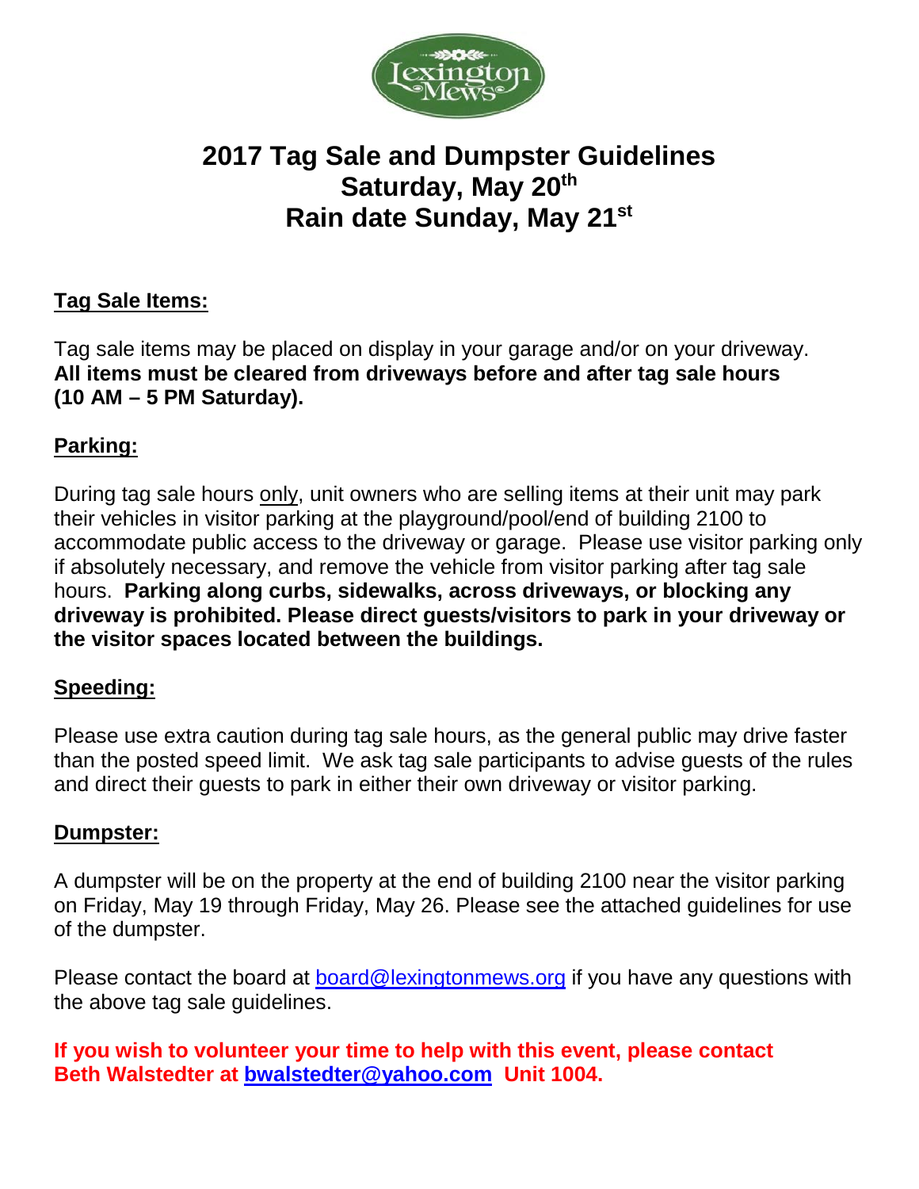# 2017 Tag Sale and Dumpster Guidelines
# Saturday, May 20th
# Rain date Sunday, May 21st

## Tag Sale Items:

Tag sale items may be placed on display in your garage and/or on your driveway. **All items must be cleared from driveways before and after tag sale hours (10 AM – 5 PM Saturday).**

## Parking:

During tag sale hours only, unit owners who are selling items at their unit may park their vehicles in visitor parking at the playground/pool/end of building 2100 to accommodate public access to the driveway or garage. Please use visitor parking only if absolutely necessary, and remove the vehicle from visitor parking after tag sale hours. **Parking along curbs, sidewalks, across driveways, or blocking any driveway is prohibited. Please direct guests/visitors to park in your driveway or the visitor spaces located between the buildings.**

## Speeding:

Please use extra caution during tag sale hours, as the general public may drive faster than the posted speed limit. We ask tag sale participants to advise guests of the rules and direct their guests to park in either their own driveway or visitor parking.

## Dumpster:

A dumpster will be on the property at the end of building 2100 near the visitor parking on Friday, May 19 through Friday, May 26. Please see the attached guidelines for use of the dumpster.

Please contact the board at board@lexingtonmews.org if you have any questions with the above tag sale guidelines.

**If you wish to volunteer your time to help with this event, please contact Beth Walstedter at bwalstedter@yahoo.com Unit 1004.**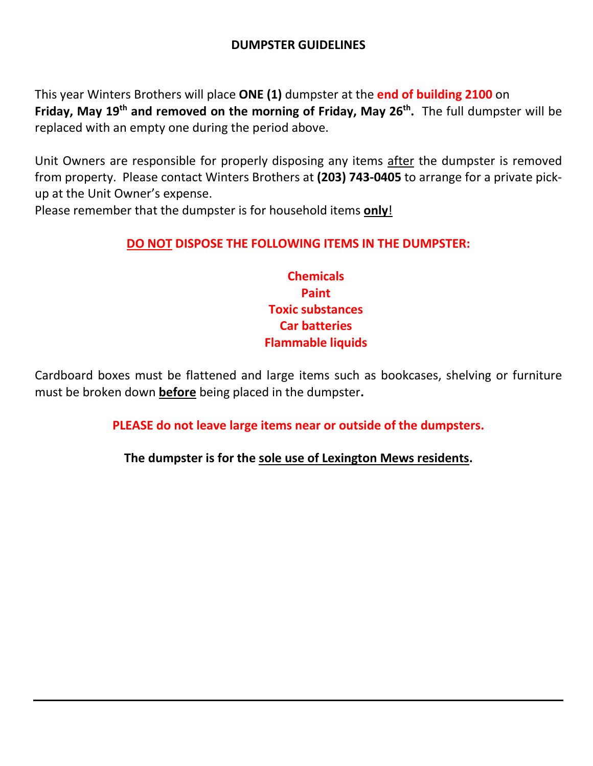## DUMPSTER GUIDELINES

This year Winters Brothers will place **ONE (1)** dumpster at the **end of building 2100** on **Friday, May 19th and removed on the morning of Friday, May 26th.** The full dumpster will be replaced with an empty one during the period above.

Unit Owners are responsible for properly disposing any items after the dumpster is removed from property. Please contact Winters Brothers at **(203) 743-0405** to arrange for a private pick-up at the Unit Owner's expense.

Please remember that the dumpster is for household items **only**!

**DO NOT DISPOSE THE FOLLOWING ITEMS IN THE DUMPSTER:**

**Chemicals**
**Paint**
**Toxic substances**
**Car batteries**
**Flammable liquids**

Cardboard boxes must be flattened and large items such as bookcases, shelving or furniture must be broken down **before** being placed in the dumpster**.**

**PLEASE do not leave large items near or outside of the dumpsters.**

**The dumpster is for the sole use of Lexington Mews residents.**